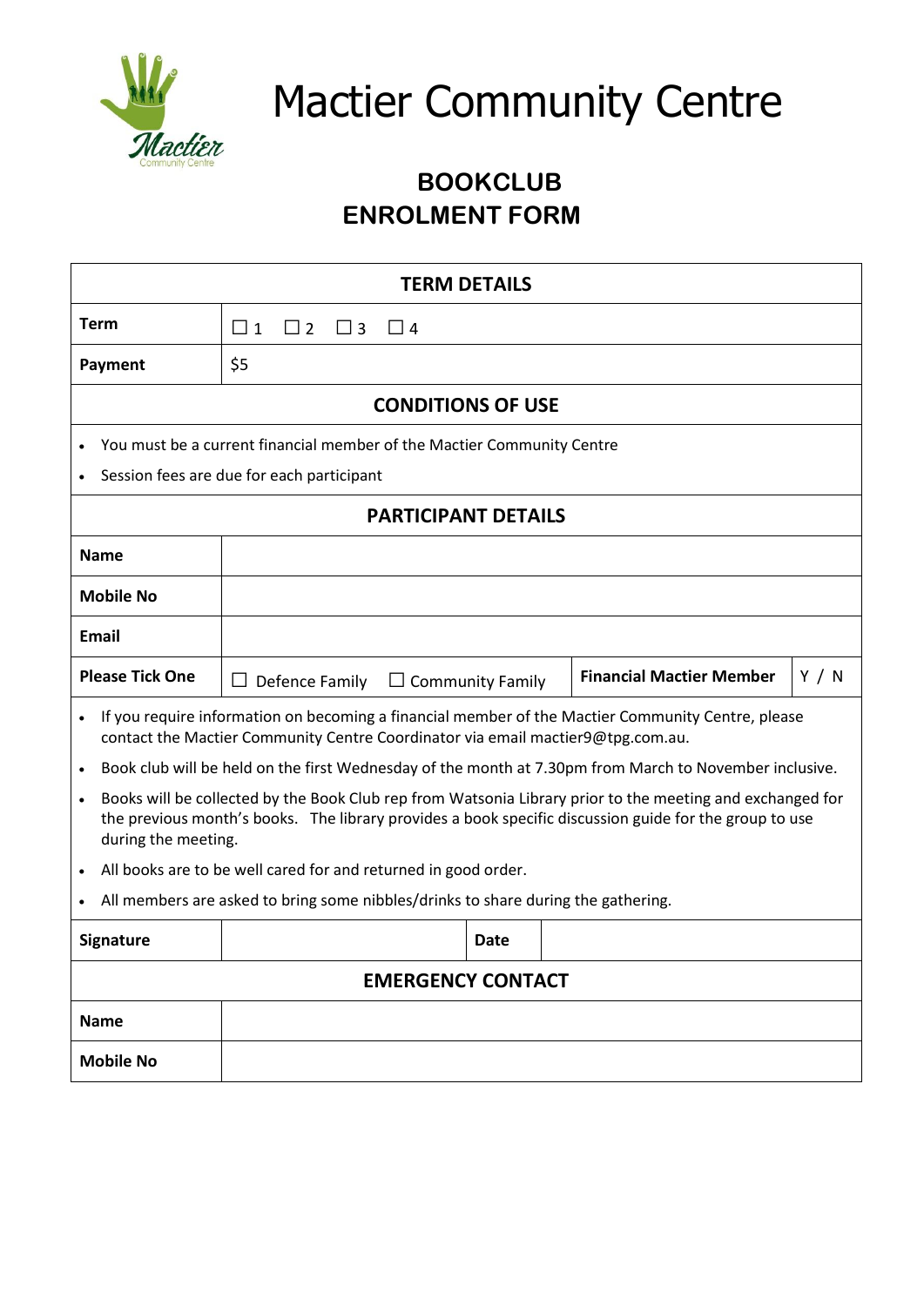# Mactier Community Centre

## BOOKCLUB
## ENROLMENT FORM

| TERM DETAILS | |
|---|---|
| **Term** | ☐ 1 ☐ 2 ☐ 3 ☐ 4 |
| **Payment** | $5 |

**CONDITIONS OF USE**

- You must be a current financial member of the Mactier Community Centre
- Session fees are due for each participant

| PARTICIPANT DETAILS | | | |
|---|---|---|---|
| **Name** | | | |
| **Mobile No** | | | |
| **Email** | | | |
| **Please Tick One** | ☐ Defence Family ☐ Community Family | **Financial Mactier Member** | Y / N |

- If you require information on becoming a financial member of the Mactier Community Centre, please contact the Mactier Community Centre Coordinator via email mactier9@tpg.com.au.
- Book club will be held on the first Wednesday of the month at 7.30pm from March to November inclusive.
- Books will be collected by the Book Club rep from Watsonia Library prior to the meeting and exchanged for the previous month's books. The library provides a book specific discussion guide for the group to use during the meeting.
- All books are to be well cared for and returned in good order.
- All members are asked to bring some nibbles/drinks to share during the gathering.

| **Signature** | | **Date** | |
|---|---|---|---|

| EMERGENCY CONTACT | |
|---|---|
| **Name** | |
| **Mobile No** | |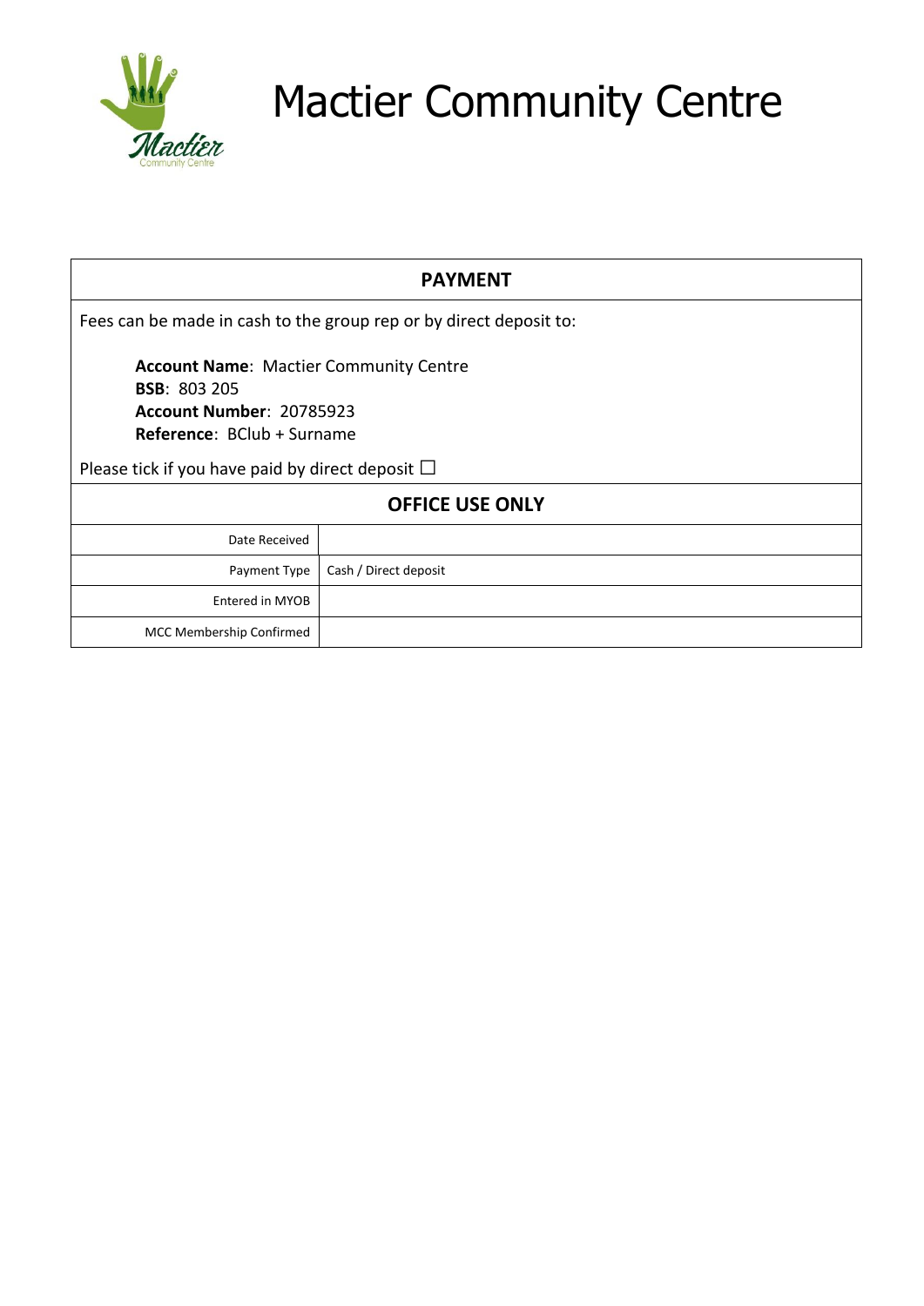# Mactier Community Centre

## PAYMENT

Fees can be made in cash to the group rep or by direct deposit to:

**Account Name**: Mactier Community Centre
**BSB**: 803 205
**Account Number**: 20785923
**Reference**: BClub + Surname

Please tick if you have paid by direct deposit ☐

## OFFICE USE ONLY

| | |
|---|---|
| Date Received | |
| Payment Type | Cash / Direct deposit |
| Entered in MYOB | |
| MCC Membership Confirmed | |